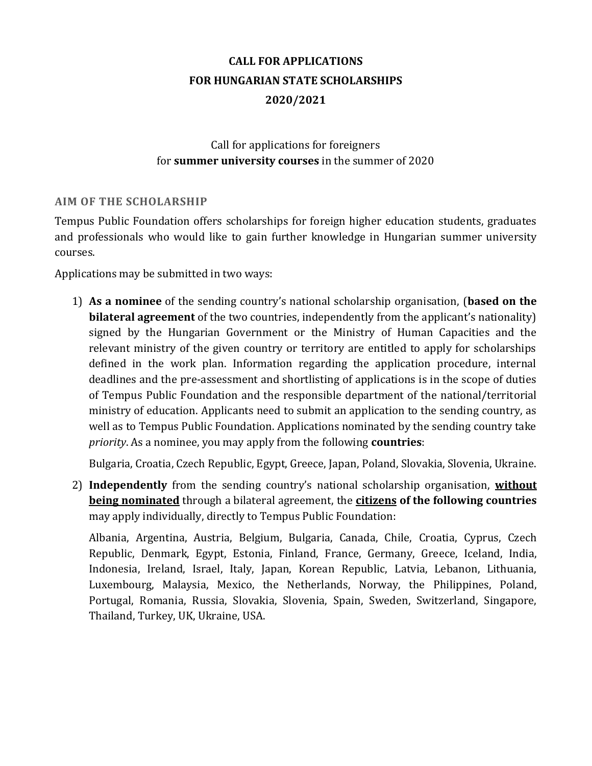# CALL FOR APPLICATIONS
# FOR HUNGARIAN STATE SCHOLARSHIPS
# 2020/2021

Call for applications for foreigners
for **summer university courses** in the summer of 2020

## AIM OF THE SCHOLARSHIP

Tempus Public Foundation offers scholarships for foreign higher education students, graduates and professionals who would like to gain further knowledge in Hungarian summer university courses.

Applications may be submitted in two ways:

1) **As a nominee** of the sending country's national scholarship organisation, (**based on the bilateral agreement** of the two countries, independently from the applicant's nationality) signed by the Hungarian Government or the Ministry of Human Capacities and the relevant ministry of the given country or territory are entitled to apply for scholarships defined in the work plan. Information regarding the application procedure, internal deadlines and the pre-assessment and shortlisting of applications is in the scope of duties of Tempus Public Foundation and the responsible department of the national/territorial ministry of education. Applicants need to submit an application to the sending country, as well as to Tempus Public Foundation. Applications nominated by the sending country take *priority*. As a nominee, you may apply from the following **countries**:

   Bulgaria, Croatia, Czech Republic, Egypt, Greece, Japan, Poland, Slovakia, Slovenia, Ukraine.

2) **Independently** from the sending country's national scholarship organisation, <u>**without being nominated**</u> through a bilateral agreement, the <u>**citizens**</u> **of the following countries** may apply individually, directly to Tempus Public Foundation:

   Albania, Argentina, Austria, Belgium, Bulgaria, Canada, Chile, Croatia, Cyprus, Czech Republic, Denmark, Egypt, Estonia, Finland, France, Germany, Greece, Iceland, India, Indonesia, Ireland, Israel, Italy, Japan, Korean Republic, Latvia, Lebanon, Lithuania, Luxembourg, Malaysia, Mexico, the Netherlands, Norway, the Philippines, Poland, Portugal, Romania, Russia, Slovakia, Slovenia, Spain, Sweden, Switzerland, Singapore, Thailand, Turkey, UK, Ukraine, USA.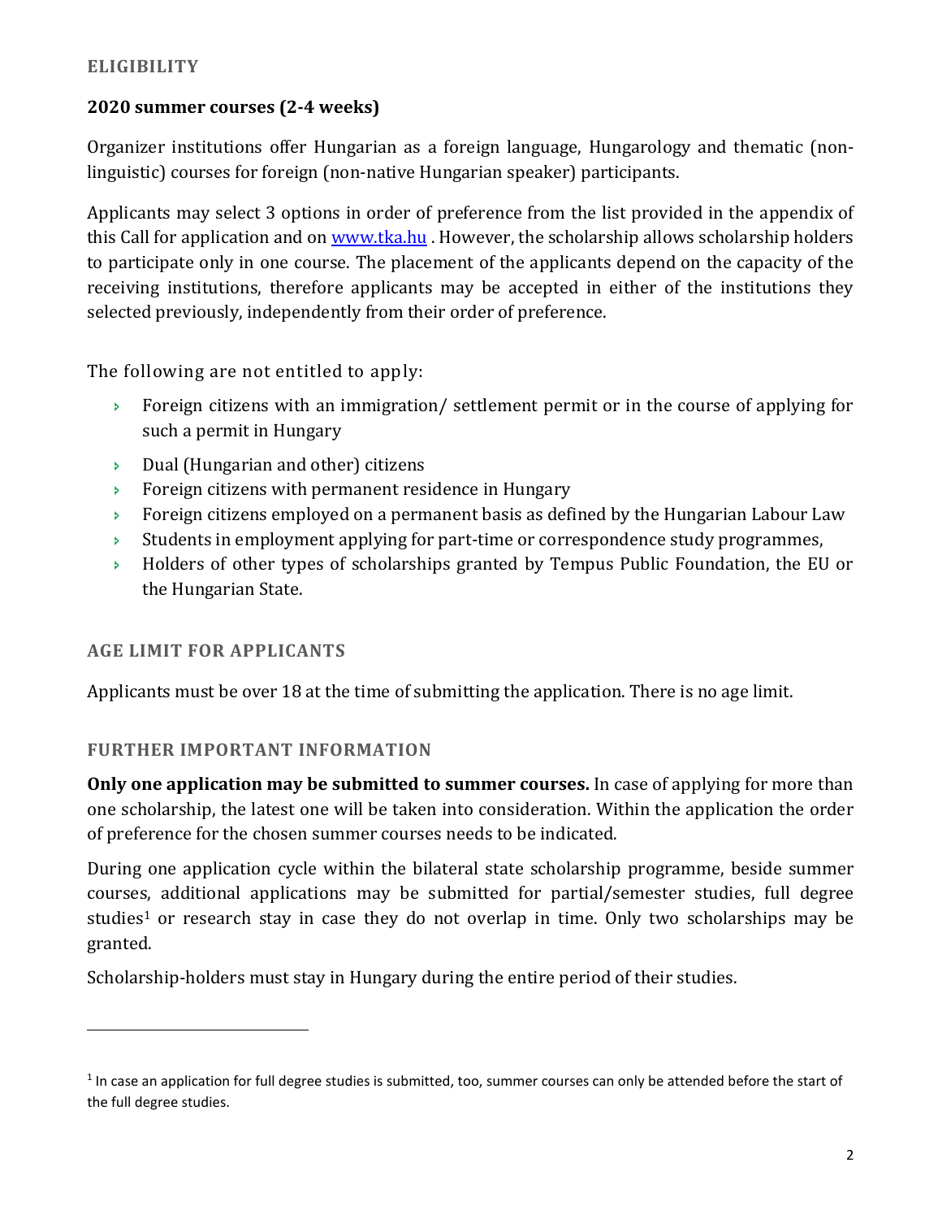## ELIGIBILITY

### 2020 summer courses (2-4 weeks)

Organizer institutions offer Hungarian as a foreign language, Hungarology and thematic (non-linguistic) courses for foreign (non-native Hungarian speaker) participants.

Applicants may select 3 options in order of preference from the list provided in the appendix of this Call for application and on [www.tka.hu](www.tka.hu) . However, the scholarship allows scholarship holders to participate only in one course. The placement of the applicants depend on the capacity of the receiving institutions, therefore applicants may be accepted in either of the institutions they selected previously, independently from their order of preference.

The following are not entitled to apply:

- Foreign citizens with an immigration/ settlement permit or in the course of applying for such a permit in Hungary
- Dual (Hungarian and other) citizens
- Foreign citizens with permanent residence in Hungary
- Foreign citizens employed on a permanent basis as defined by the Hungarian Labour Law
- Students in employment applying for part-time or correspondence study programmes,
- Holders of other types of scholarships granted by Tempus Public Foundation, the EU or the Hungarian State.

## AGE LIMIT FOR APPLICANTS

Applicants must be over 18 at the time of submitting the application. There is no age limit.

## FURTHER IMPORTANT INFORMATION

**Only one application may be submitted to summer courses.** In case of applying for more than one scholarship, the latest one will be taken into consideration. Within the application the order of preference for the chosen summer courses needs to be indicated.

During one application cycle within the bilateral state scholarship programme, beside summer courses, additional applications may be submitted for partial/semester studies, full degree studies[1] or research stay in case they do not overlap in time. Only two scholarships may be granted.

Scholarship-holders must stay in Hungary during the entire period of their studies.

---

[1] In case an application for full degree studies is submitted, too, summer courses can only be attended before the start of the full degree studies.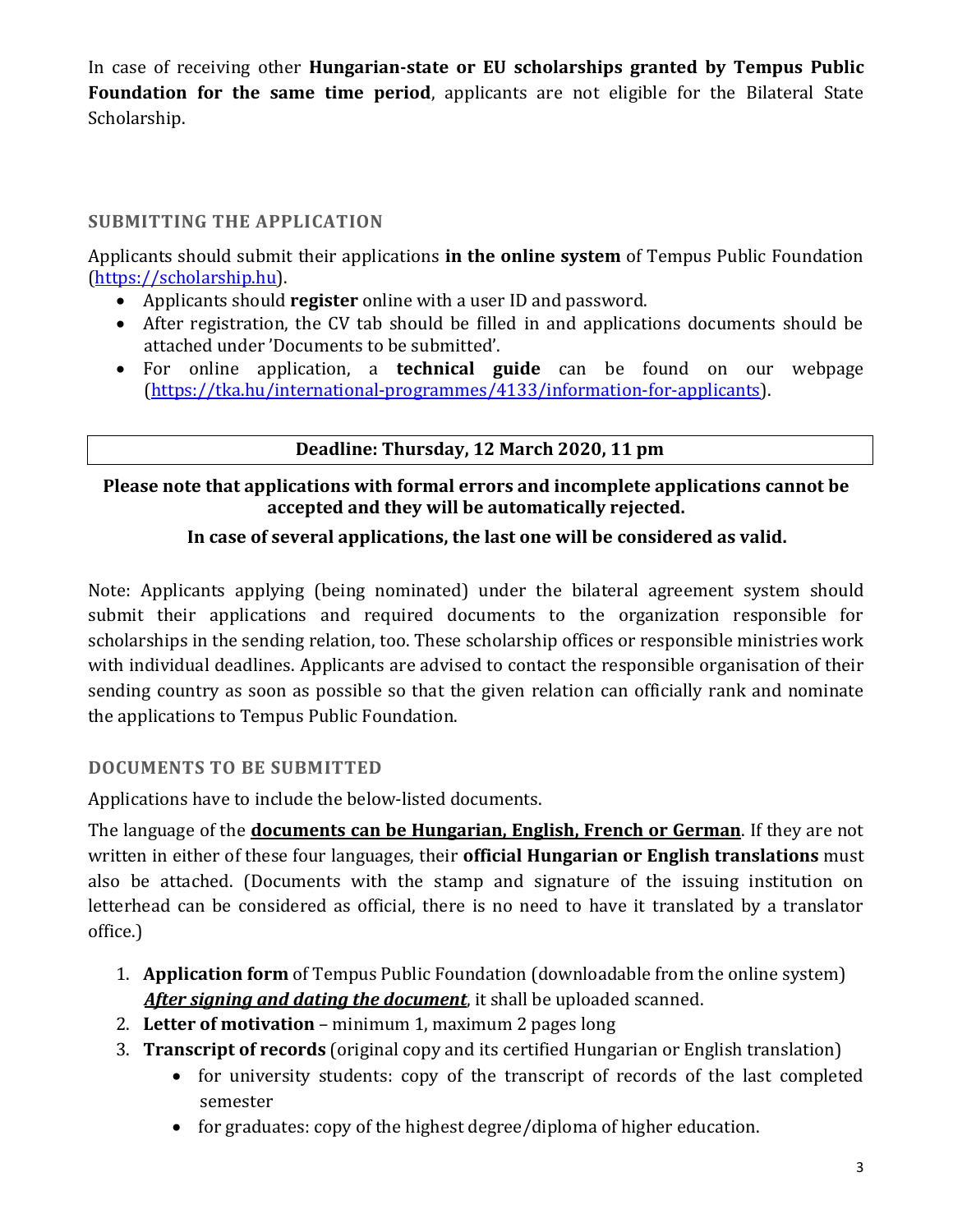In case of receiving other **Hungarian-state or EU scholarships granted by Tempus Public Foundation for the same time period**, applicants are not eligible for the Bilateral State Scholarship.

## SUBMITTING THE APPLICATION

Applicants should submit their applications **in the online system** of Tempus Public Foundation (https://scholarship.hu).

- Applicants should **register** online with a user ID and password.
- After registration, the CV tab should be filled in and applications documents should be attached under 'Documents to be submitted'.
- For online application, a **technical guide** can be found on our webpage (https://tka.hu/international-programmes/4133/information-for-applicants).

| **Deadline: Thursday, 12 March 2020, 11 pm** |
|---|

**Please note that applications with formal errors and incomplete applications cannot be accepted and they will be automatically rejected.**

**In case of several applications, the last one will be considered as valid.**

Note: Applicants applying (being nominated) under the bilateral agreement system should submit their applications and required documents to the organization responsible for scholarships in the sending relation, too. These scholarship offices or responsible ministries work with individual deadlines. Applicants are advised to contact the responsible organisation of their sending country as soon as possible so that the given relation can officially rank and nominate the applications to Tempus Public Foundation.

## DOCUMENTS TO BE SUBMITTED

Applications have to include the below-listed documents.

The language of the **documents can be Hungarian, English, French or German**. If they are not written in either of these four languages, their **official Hungarian or English translations** must also be attached. (Documents with the stamp and signature of the issuing institution on letterhead can be considered as official, there is no need to have it translated by a translator office.)

1. **Application form** of Tempus Public Foundation (downloadable from the online system) ***After signing and dating the document***, it shall be uploaded scanned.
2. **Letter of motivation** – minimum 1, maximum 2 pages long
3. **Transcript of records** (original copy and its certified Hungarian or English translation)
    - for university students: copy of the transcript of records of the last completed semester
    - for graduates: copy of the highest degree/diploma of higher education.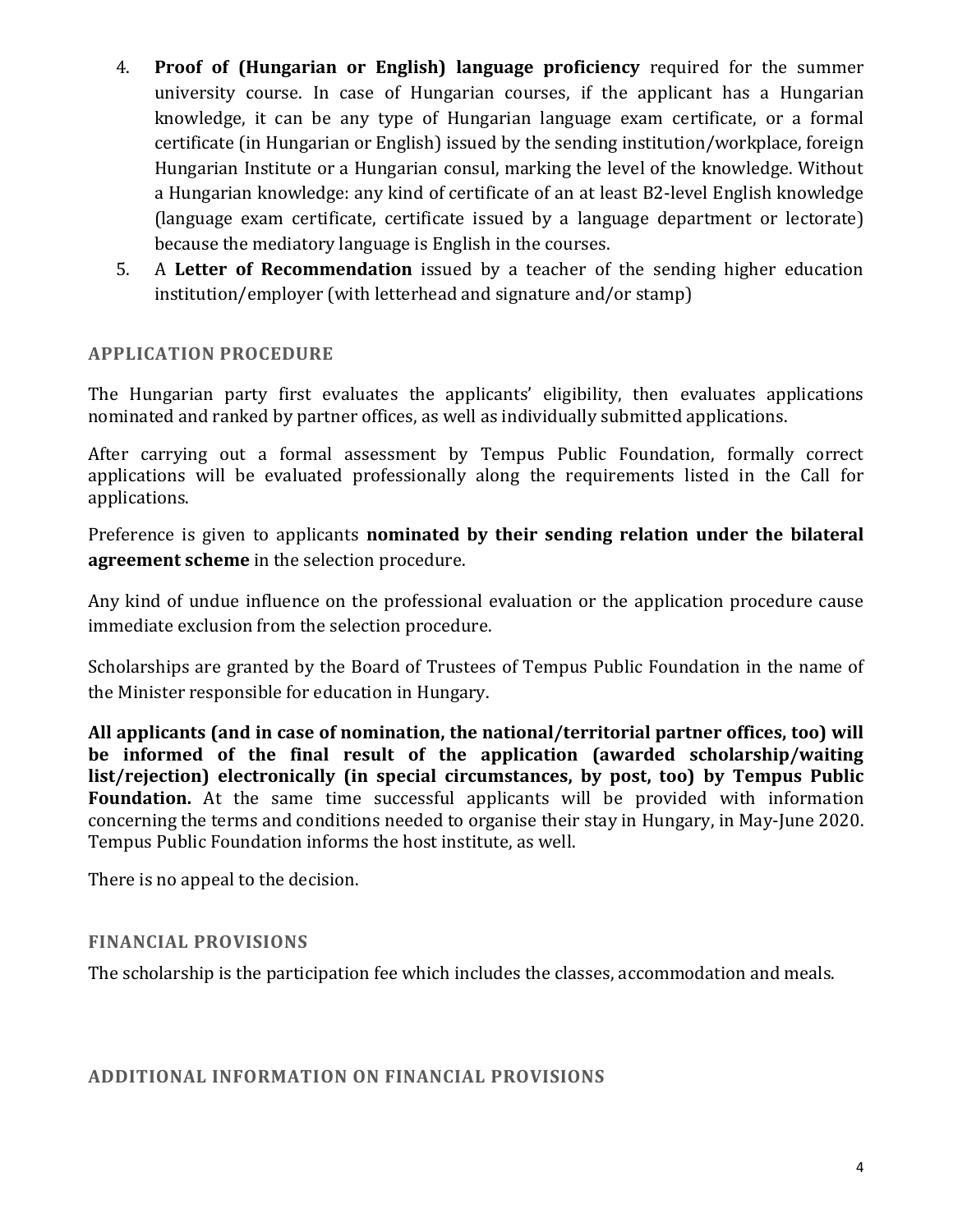4. **Proof of (Hungarian or English) language proficiency** required for the summer university course. In case of Hungarian courses, if the applicant has a Hungarian knowledge, it can be any type of Hungarian language exam certificate, or a formal certificate (in Hungarian or English) issued by the sending institution/workplace, foreign Hungarian Institute or a Hungarian consul, marking the level of the knowledge. Without a Hungarian knowledge: any kind of certificate of an at least B2-level English knowledge (language exam certificate, certificate issued by a language department or lectorate) because the mediatory language is English in the courses.
5. A **Letter of Recommendation** issued by a teacher of the sending higher education institution/employer (with letterhead and signature and/or stamp)

## APPLICATION PROCEDURE

The Hungarian party first evaluates the applicants' eligibility, then evaluates applications nominated and ranked by partner offices, as well as individually submitted applications.

After carrying out a formal assessment by Tempus Public Foundation, formally correct applications will be evaluated professionally along the requirements listed in the Call for applications.

Preference is given to applicants **nominated by their sending relation under the bilateral agreement scheme** in the selection procedure.

Any kind of undue influence on the professional evaluation or the application procedure cause immediate exclusion from the selection procedure.

Scholarships are granted by the Board of Trustees of Tempus Public Foundation in the name of the Minister responsible for education in Hungary.

**All applicants (and in case of nomination, the national/territorial partner offices, too) will be informed of the final result of the application (awarded scholarship/waiting list/rejection) electronically (in special circumstances, by post, too) by Tempus Public Foundation.** At the same time successful applicants will be provided with information concerning the terms and conditions needed to organise their stay in Hungary, in May-June 2020. Tempus Public Foundation informs the host institute, as well.

There is no appeal to the decision.

## FINANCIAL PROVISIONS

The scholarship is the participation fee which includes the classes, accommodation and meals.

## ADDITIONAL INFORMATION ON FINANCIAL PROVISIONS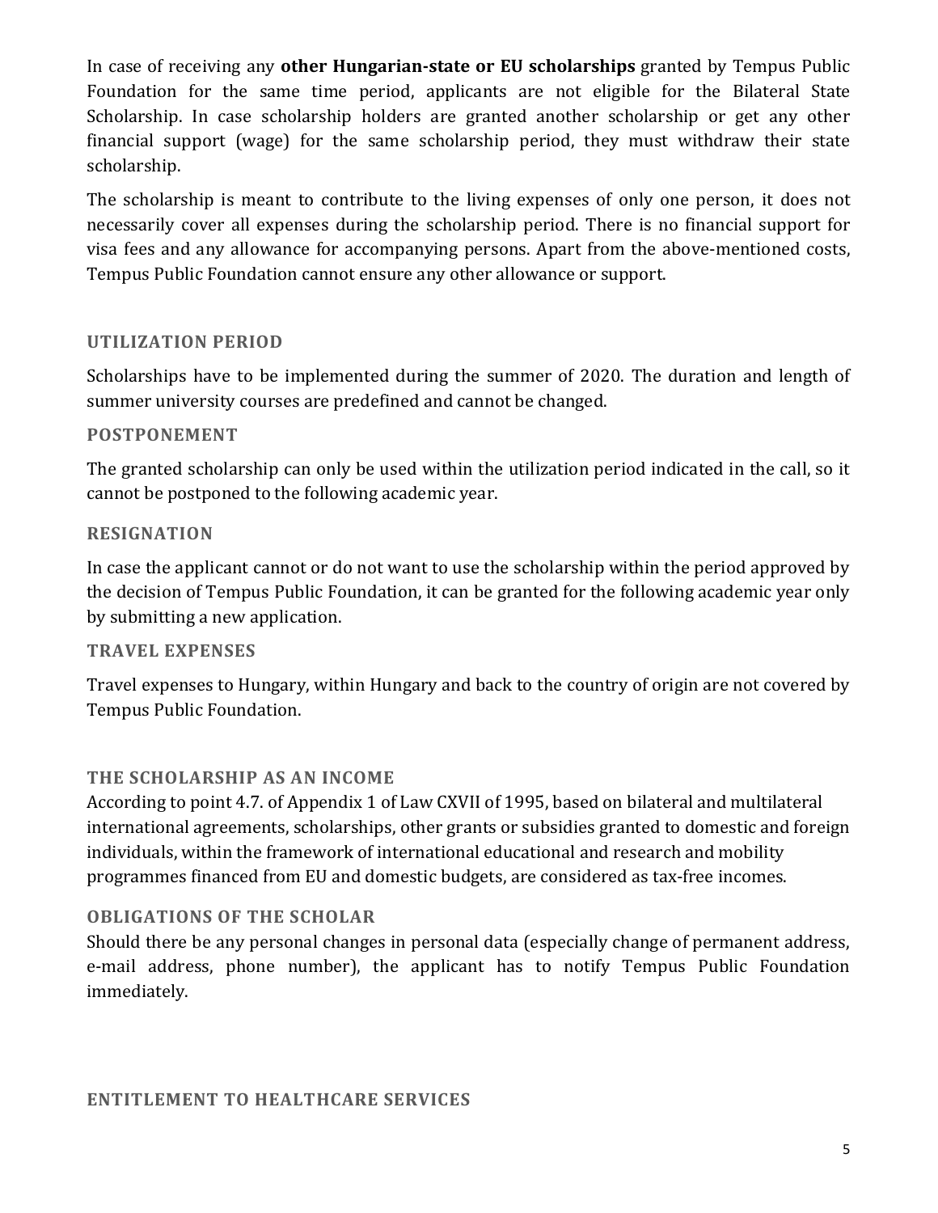In case of receiving any **other Hungarian-state or EU scholarships** granted by Tempus Public Foundation for the same time period, applicants are not eligible for the Bilateral State Scholarship. In case scholarship holders are granted another scholarship or get any other financial support (wage) for the same scholarship period, they must withdraw their state scholarship.

The scholarship is meant to contribute to the living expenses of only one person, it does not necessarily cover all expenses during the scholarship period. There is no financial support for visa fees and any allowance for accompanying persons. Apart from the above-mentioned costs, Tempus Public Foundation cannot ensure any other allowance or support.

## UTILIZATION PERIOD

Scholarships have to be implemented during the summer of 2020. The duration and length of summer university courses are predefined and cannot be changed.

### POSTPONEMENT

The granted scholarship can only be used within the utilization period indicated in the call, so it cannot be postponed to the following academic year.

### RESIGNATION

In case the applicant cannot or do not want to use the scholarship within the period approved by the decision of Tempus Public Foundation, it can be granted for the following academic year only by submitting a new application.

### TRAVEL EXPENSES

Travel expenses to Hungary, within Hungary and back to the country of origin are not covered by Tempus Public Foundation.

### THE SCHOLARSHIP AS AN INCOME

According to point 4.7. of Appendix 1 of Law CXVII of 1995, based on bilateral and multilateral international agreements, scholarships, other grants or subsidies granted to domestic and foreign individuals, within the framework of international educational and research and mobility programmes financed from EU and domestic budgets, are considered as tax-free incomes.

### OBLIGATIONS OF THE SCHOLAR

Should there be any personal changes in personal data (especially change of permanent address, e-mail address, phone number), the applicant has to notify Tempus Public Foundation immediately.

## ENTITLEMENT TO HEALTHCARE SERVICES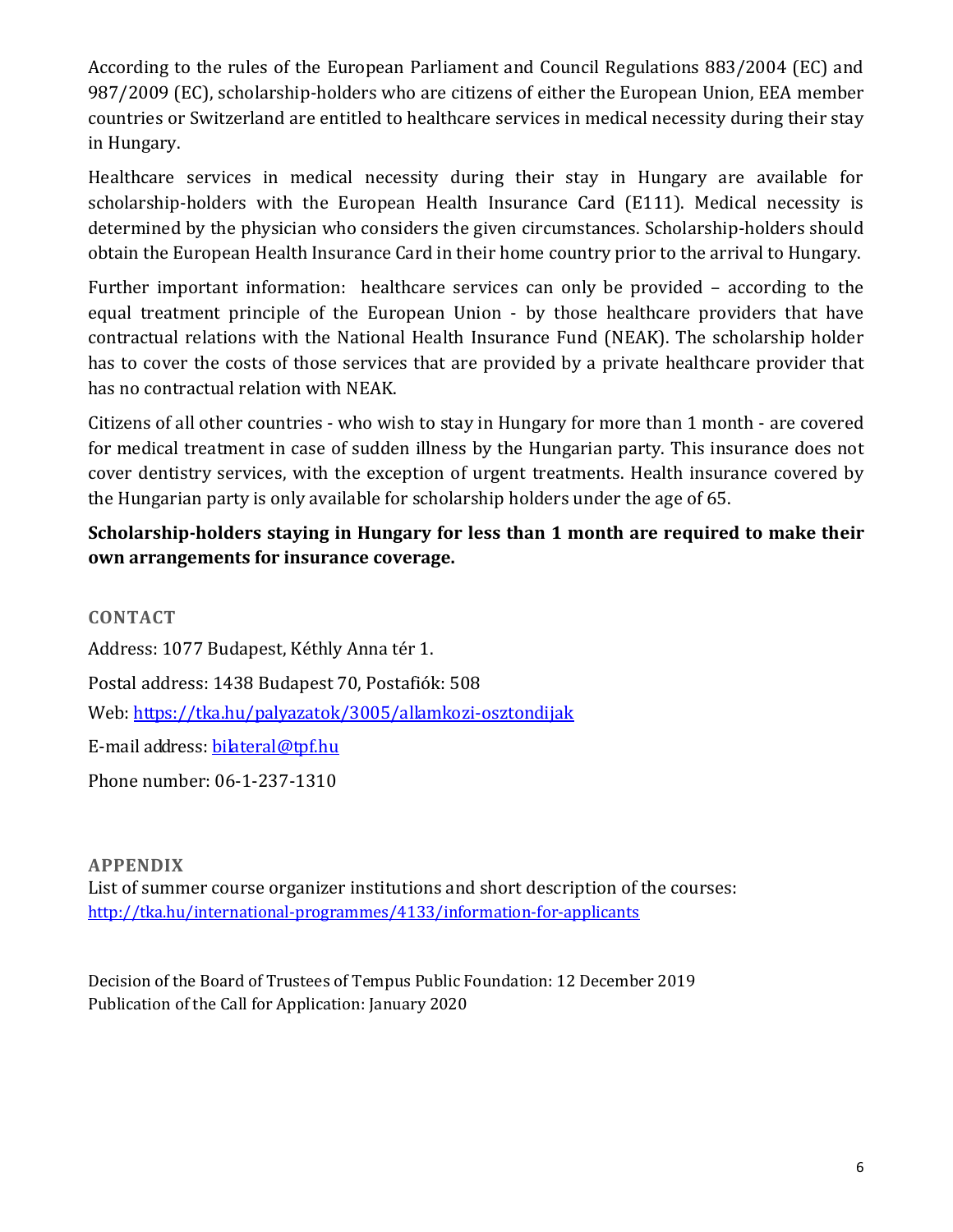According to the rules of the European Parliament and Council Regulations 883/2004 (EC) and 987/2009 (EC), scholarship-holders who are citizens of either the European Union, EEA member countries or Switzerland are entitled to healthcare services in medical necessity during their stay in Hungary.

Healthcare services in medical necessity during their stay in Hungary are available for scholarship-holders with the European Health Insurance Card (E111). Medical necessity is determined by the physician who considers the given circumstances. Scholarship-holders should obtain the European Health Insurance Card in their home country prior to the arrival to Hungary.

Further important information: healthcare services can only be provided – according to the equal treatment principle of the European Union - by those healthcare providers that have contractual relations with the National Health Insurance Fund (NEAK). The scholarship holder has to cover the costs of those services that are provided by a private healthcare provider that has no contractual relation with NEAK.

Citizens of all other countries - who wish to stay in Hungary for more than 1 month - are covered for medical treatment in case of sudden illness by the Hungarian party. This insurance does not cover dentistry services, with the exception of urgent treatments. Health insurance covered by the Hungarian party is only available for scholarship holders under the age of 65.

**Scholarship-holders staying in Hungary for less than 1 month are required to make their own arrangements for insurance coverage.**

## CONTACT

Address: 1077 Budapest, Kéthly Anna tér 1.

Postal address: 1438 Budapest 70, Postafiók: 508

Web: https://tka.hu/palyazatok/3005/allamkozi-osztondijak

E-mail address: bilateral@tpf.hu

Phone number: 06-1-237-1310

## APPENDIX

List of summer course organizer institutions and short description of the courses:
http://tka.hu/international-programmes/4133/information-for-applicants

Decision of the Board of Trustees of Tempus Public Foundation: 12 December 2019
Publication of the Call for Application: January 2020